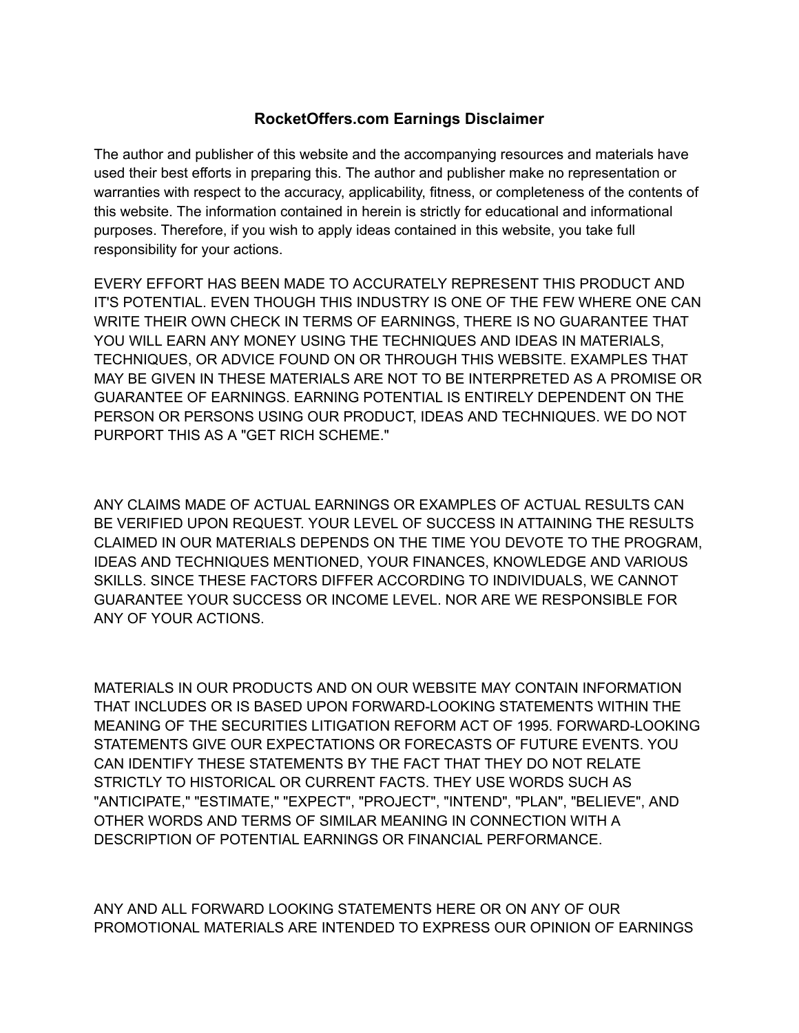# RocketOffers.com Earnings Disclaimer

The author and publisher of this website and the accompanying resources and materials have used their best efforts in preparing this. The author and publisher make no representation or warranties with respect to the accuracy, applicability, fitness, or completeness of the contents of this website. The information contained in herein is strictly for educational and informational purposes. Therefore, if you wish to apply ideas contained in this website, you take full responsibility for your actions.

EVERY EFFORT HAS BEEN MADE TO ACCURATELY REPRESENT THIS PRODUCT AND IT'S POTENTIAL. EVEN THOUGH THIS INDUSTRY IS ONE OF THE FEW WHERE ONE CAN WRITE THEIR OWN CHECK IN TERMS OF EARNINGS, THERE IS NO GUARANTEE THAT YOU WILL EARN ANY MONEY USING THE TECHNIQUES AND IDEAS IN MATERIALS, TECHNIQUES, OR ADVICE FOUND ON OR THROUGH THIS WEBSITE. EXAMPLES THAT MAY BE GIVEN IN THESE MATERIALS ARE NOT TO BE INTERPRETED AS A PROMISE OR GUARANTEE OF EARNINGS. EARNING POTENTIAL IS ENTIRELY DEPENDENT ON THE PERSON OR PERSONS USING OUR PRODUCT, IDEAS AND TECHNIQUES. WE DO NOT PURPORT THIS AS A "GET RICH SCHEME."

ANY CLAIMS MADE OF ACTUAL EARNINGS OR EXAMPLES OF ACTUAL RESULTS CAN BE VERIFIED UPON REQUEST. YOUR LEVEL OF SUCCESS IN ATTAINING THE RESULTS CLAIMED IN OUR MATERIALS DEPENDS ON THE TIME YOU DEVOTE TO THE PROGRAM, IDEAS AND TECHNIQUES MENTIONED, YOUR FINANCES, KNOWLEDGE AND VARIOUS SKILLS. SINCE THESE FACTORS DIFFER ACCORDING TO INDIVIDUALS, WE CANNOT GUARANTEE YOUR SUCCESS OR INCOME LEVEL. NOR ARE WE RESPONSIBLE FOR ANY OF YOUR ACTIONS.

MATERIALS IN OUR PRODUCTS AND ON OUR WEBSITE MAY CONTAIN INFORMATION THAT INCLUDES OR IS BASED UPON FORWARD-LOOKING STATEMENTS WITHIN THE MEANING OF THE SECURITIES LITIGATION REFORM ACT OF 1995. FORWARD-LOOKING STATEMENTS GIVE OUR EXPECTATIONS OR FORECASTS OF FUTURE EVENTS. YOU CAN IDENTIFY THESE STATEMENTS BY THE FACT THAT THEY DO NOT RELATE STRICTLY TO HISTORICAL OR CURRENT FACTS. THEY USE WORDS SUCH AS "ANTICIPATE," "ESTIMATE," "EXPECT", "PROJECT", "INTEND", "PLAN", "BELIEVE", AND OTHER WORDS AND TERMS OF SIMILAR MEANING IN CONNECTION WITH A DESCRIPTION OF POTENTIAL EARNINGS OR FINANCIAL PERFORMANCE.

ANY AND ALL FORWARD LOOKING STATEMENTS HERE OR ON ANY OF OUR PROMOTIONAL MATERIALS ARE INTENDED TO EXPRESS OUR OPINION OF EARNINGS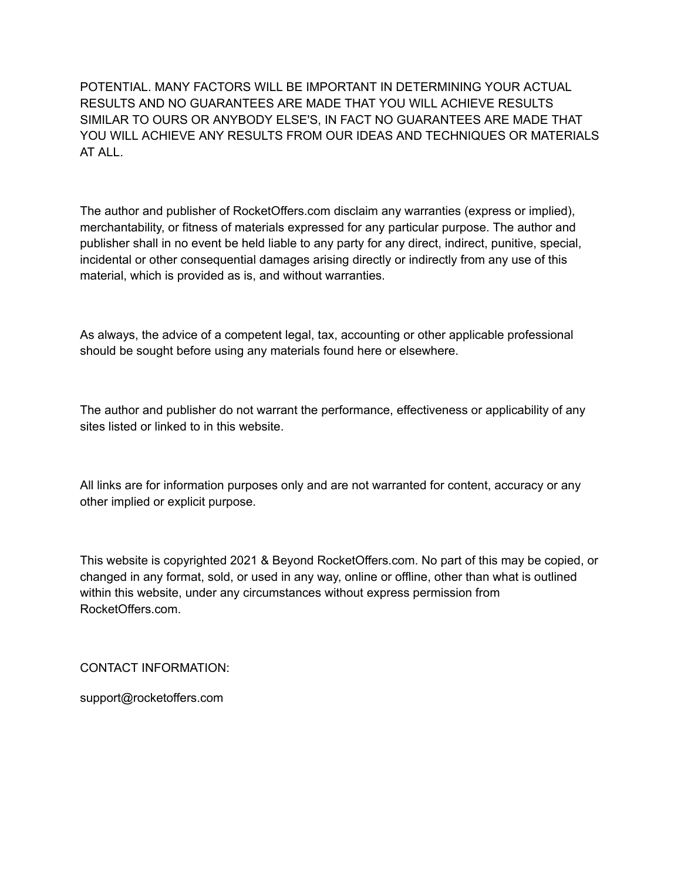POTENTIAL. MANY FACTORS WILL BE IMPORTANT IN DETERMINING YOUR ACTUAL RESULTS AND NO GUARANTEES ARE MADE THAT YOU WILL ACHIEVE RESULTS SIMILAR TO OURS OR ANYBODY ELSE'S, IN FACT NO GUARANTEES ARE MADE THAT YOU WILL ACHIEVE ANY RESULTS FROM OUR IDEAS AND TECHNIQUES OR MATERIALS AT ALL.

The author and publisher of RocketOffers.com disclaim any warranties (express or implied), merchantability, or fitness of materials expressed for any particular purpose. The author and publisher shall in no event be held liable to any party for any direct, indirect, punitive, special, incidental or other consequential damages arising directly or indirectly from any use of this material, which is provided as is, and without warranties.

As always, the advice of a competent legal, tax, accounting or other applicable professional should be sought before using any materials found here or elsewhere.

The author and publisher do not warrant the performance, effectiveness or applicability of any sites listed or linked to in this website.

All links are for information purposes only and are not warranted for content, accuracy or any other implied or explicit purpose.

This website is copyrighted 2021 & Beyond RocketOffers.com. No part of this may be copied, or changed in any format, sold, or used in any way, online or offline, other than what is outlined within this website, under any circumstances without express permission from RocketOffers.com.

CONTACT INFORMATION:

support@rocketoffers.com